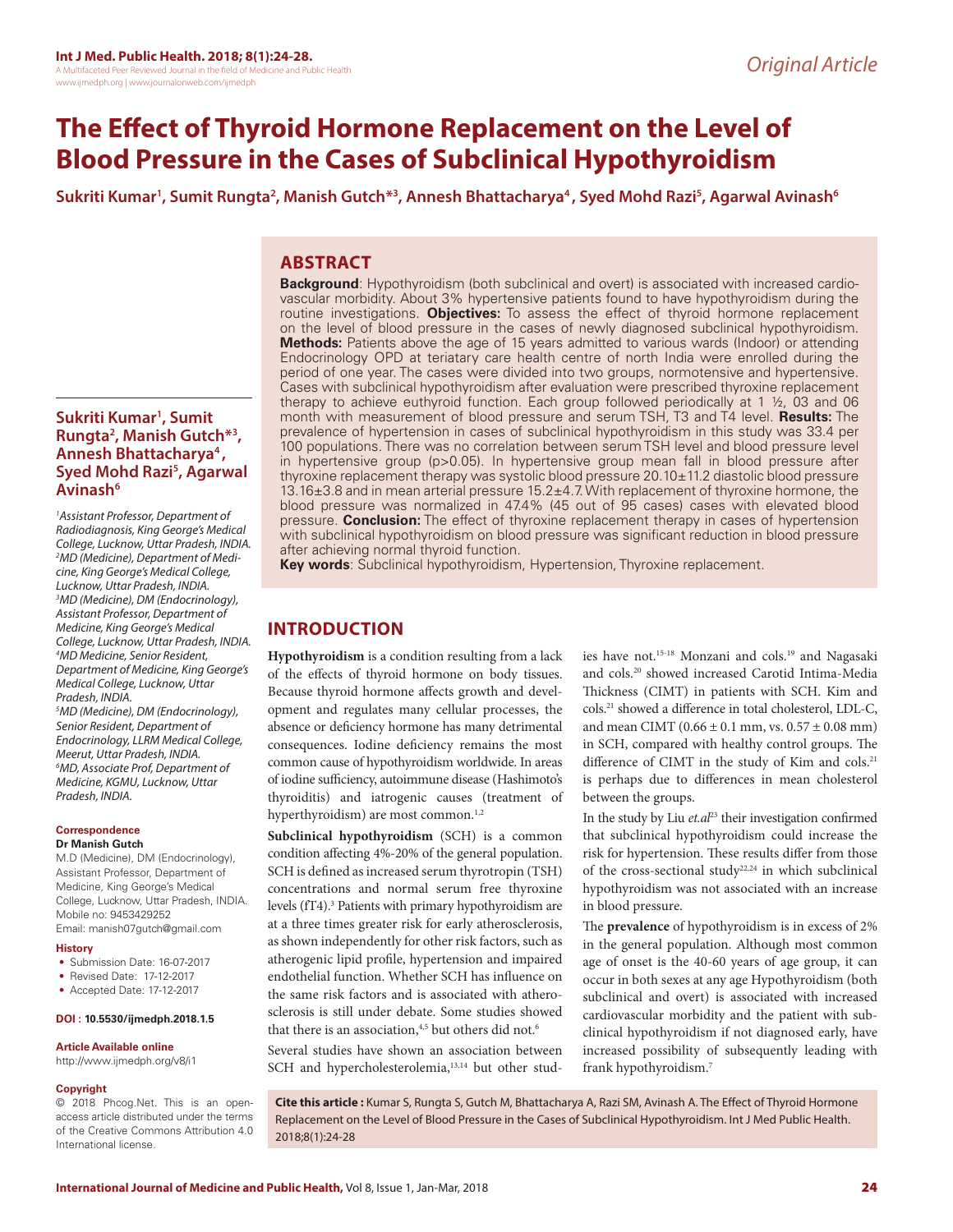Original Article

# The Effect of Thyroid Hormone Replacement on the Level of Blood Pressure in the Cases of Subclinical Hypothyroidism

**Sukriti Kumar[1], Sumit Rungta[2], Manish Gutch*[3], Annesh Bhattacharya[4], Syed Mohd Razi[5], Agarwal Avinash[6]**

## ABSTRACT

**Background**: Hypothyroidism (both subclinical and overt) is associated with increased cardiovascular morbidity. About 3% hypertensive patients found to have hypothyroidism during the routine investigations. **Objectives:** To assess the effect of thyroid hormone replacement on the level of blood pressure in the cases of newly diagnosed subclinical hypothyroidism. **Methods:** Patients above the age of 15 years admitted to various wards (Indoor) or attending Endocrinology OPD at teriatary care health centre of north India were enrolled during the period of one year. The cases were divided into two groups, normotensive and hypertensive. Cases with subclinical hypothyroidism after evaluation were prescribed thyroxine replacement therapy to achieve euthyroid function. Each group followed periodically at 1 ½, 03 and 06 month with measurement of blood pressure and serum TSH, T3 and T4 level. **Results:** The prevalence of hypertension in cases of subclinical hypothyroidism in this study was 33.4 per 100 populations. There was no correlation between serum TSH level and blood pressure level in hypertensive group (p>0.05). In hypertensive group mean fall in blood pressure after thyroxine replacement therapy was systolic blood pressure 20.10±11.2 diastolic blood pressure 13.16±3.8 and in mean arterial pressure 15.2±4.7. With replacement of thyroxine hormone, the blood pressure was normalized in 47.4% (45 out of 95 cases) cases with elevated blood pressure. **Conclusion:** The effect of thyroxine replacement therapy in cases of hypertension with subclinical hypothyroidism on blood pressure was significant reduction in blood pressure after achieving normal thyroid function.

**Key words**: Subclinical hypothyroidism, Hypertension, Thyroxine replacement.

**Sukriti Kumar[1], Sumit Rungta[2], Manish Gutch*[3], Annesh Bhattacharya[4], Syed Mohd Razi[5], Agarwal Avinash[6]**

[1]*Assistant Professor, Department of Radiodiagnosis, King George's Medical College, Lucknow, Uttar Pradesh, INDIA.*
[2]*MD (Medicine), Department of Medicine, King George's Medical College, Lucknow, Uttar Pradesh, INDIA.*
[3]*MD (Medicine), DM (Endocrinology), Assistant Professor, Department of Medicine, King George's Medical College, Lucknow, Uttar Pradesh, INDIA.*
[4]*MD Medicine, Senior Resident, Department of Medicine, King George's Medical College, Lucknow, Uttar Pradesh, INDIA.*
[5]*MD (Medicine), DM (Endocrinology), Senior Resident, Department of Endocrinology, LLRM Medical College, Meerut, Uttar Pradesh, INDIA.*
[6]*MD, Associate Prof, Department of Medicine, KGMU, Lucknow, Uttar Pradesh, INDIA.*

**Correspondence**

**Dr Manish Gutch**

M.D (Medicine), DM (Endocrinology), Assistant Professor, Department of Medicine, King George's Medical College, Lucknow, Uttar Pradesh, INDIA.
Mobile no: 9453429252
Email: manish07gutch@gmail.com

**History**

- Submission Date: 16-07-2017
- Revised Date: 17-12-2017
- Accepted Date: 17-12-2017

**DOI : 10.5530/ijmedph.2018.1.5**

**Article Available online**

http://www.ijmedph.org/v8/i1

**Copyright**

© 2018 Phcog.Net. This is an open-access article distributed under the terms of the Creative Commons Attribution 4.0 International license.

## INTRODUCTION

**Hypothyroidism** is a condition resulting from a lack of the effects of thyroid hormone on body tissues. Because thyroid hormone affects growth and development and regulates many cellular processes, the absence or deficiency hormone has many detrimental consequences. Iodine deficiency remains the most common cause of hypothyroidism worldwide. In areas of iodine sufficiency, autoimmune disease (Hashimoto's thyroiditis) and iatrogenic causes (treatment of hyperthyroidism) are most common.[1,2]

**Subclinical hypothyroidism** (SCH) is a common condition affecting 4%-20% of the general population. SCH is defined as increased serum thyrotropin (TSH) concentrations and normal serum free thyroxine levels (fT4).[3] Patients with primary hypothyroidism are at a three times greater risk for early atherosclerosis, as shown independently for other risk factors, such as atherogenic lipid profile, hypertension and impaired endothelial function. Whether SCH has influence on the same risk factors and is associated with atherosclerosis is still under debate. Some studies showed that there is an association,[4,5] but others did not.[6]

Several studies have shown an association between SCH and hypercholesterolemia,[13,14] but other studies have not.[15-18] Monzani and cols.[19] and Nagasaki and cols.[20] showed increased Carotid Intima-Media Thickness (CIMT) in patients with SCH. Kim and cols.[21] showed a difference in total cholesterol, LDL-C, and mean CIMT (0.66 ± 0.1 mm, vs. 0.57 ± 0.08 mm) in SCH, compared with healthy control groups. The difference of CIMT in the study of Kim and cols.[21] is perhaps due to differences in mean cholesterol between the groups.

In the study by Liu *et.al*[23] their investigation confirmed that subclinical hypothyroidism could increase the risk for hypertension. These results differ from those of the cross-sectional study[22,24] in which subclinical hypothyroidism was not associated with an increase in blood pressure.

The **prevalence** of hypothyroidism is in excess of 2% in the general population. Although most common age of onset is the 40-60 years of age group, it can occur in both sexes at any age Hypothyroidism (both subclinical and overt) is associated with increased cardiovascular morbidity and the patient with subclinical hypothyroidism if not diagnosed early, have increased possibility of subsequently leading with frank hypothyroidism.[7]

**Cite this article :** Kumar S, Rungta S, Gutch M, Bhattacharya A, Razi SM, Avinash A. The Effect of Thyroid Hormone Replacement on the Level of Blood Pressure in the Cases of Subclinical Hypothyroidism. Int J Med Public Health. 2018;8(1):24-28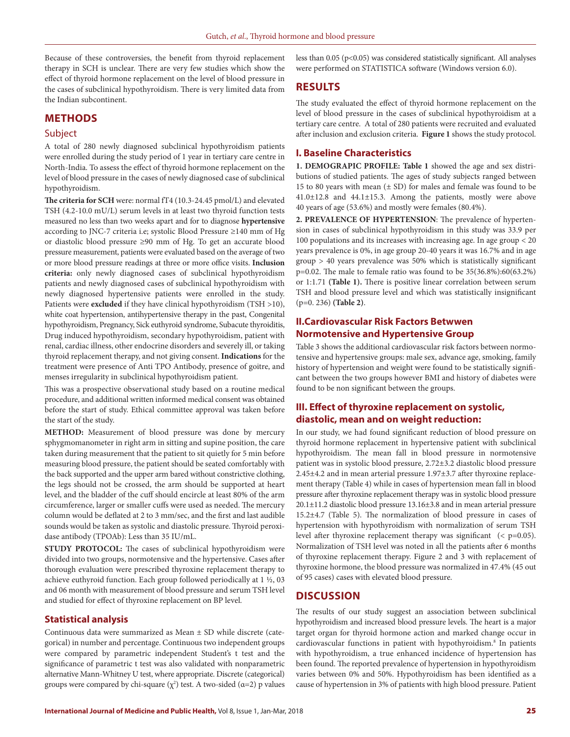Because of these controversies, the benefit from thyroid replacement therapy in SCH is unclear. There are very few studies which show the effect of thyroid hormone replacement on the level of blood pressure in the cases of subclinical hypothyroidism. There is very limited data from the Indian subcontinent.

## METHODS

### Subject

A total of 280 newly diagnosed subclinical hypothyroidism patients were enrolled during the study period of 1 year in tertiary care centre in North-India. To assess the effect of thyroid hormone replacement on the level of blood pressure in the cases of newly diagnosed case of subclinical hypothyroidism.

**The criteria for SCH** were: normal fT4 (10.3-24.45 pmol/L) and elevated TSH (4.2-10.0 mU/L) serum levels in at least two thyroid function tests measured no less than two weeks apart and for to diagnose **hypertensive** according to JNC-7 criteria i.e; systolic Blood Pressure ≥140 mm of Hg or diastolic blood pressure ≥90 mm of Hg. To get an accurate blood pressure measurement, patients were evaluated based on the average of two or more blood pressure readings at three or more office visits. **Inclusion criteria:** only newly diagnosed cases of subclinical hypothyroidism patients and newly diagnosed cases of subclinical hypothyroidism with newly diagnosed hypertensive patients were enrolled in the study. Patients were **excluded** if they have clinical hypothyroidism (TSH >10), white coat hypertension, antihypertensive therapy in the past, Congenital hypothyroidism, Pregnancy, Sick euthyroid syndrome, Subacute thyroiditis, Drug induced hypothyroidism, secondary hypothyroidism, patient with renal, cardiac illness, other endocrine disorders and severely ill, or taking thyroid replacement therapy, and not giving consent. **Indications** for the treatment were presence of Anti TPO Antibody, presence of goitre, and menses irregularity in subclinical hypothyroidism patient.

This was a prospective observational study based on a routine medical procedure, and additional written informed medical consent was obtained before the start of study. Ethical committee approval was taken before the start of the study.

**METHOD:** Measurement of blood pressure was done by mercury sphygmomanometer in right arm in sitting and supine position, the care taken during measurement that the patient to sit quietly for 5 min before measuring blood pressure, the patient should be seated comfortably with the back supported and the upper arm bared without constrictive clothing, the legs should not be crossed, the arm should be supported at heart level, and the bladder of the cuff should encircle at least 80% of the arm circumference, larger or smaller cuffs were used as needed. The mercury column would be deflated at 2 to 3 mm/sec, and the first and last audible sounds would be taken as systolic and diastolic pressure. Thyroid peroxidase antibody (TPOAb): Less than 35 IU/mL.

**STUDY PROTOCOL:** The cases of subclinical hypothyroidism were divided into two groups, normotensive and the hypertensive. Cases after thorough evaluation were prescribed thyroxine replacement therapy to achieve euthyroid function. Each group followed periodically at 1 ½, 03 and 06 month with measurement of blood pressure and serum TSH level and studied for effect of thyroxine replacement on BP level.

### Statistical analysis

Continuous data were summarized as Mean ± SD while discrete (categorical) in number and percentage. Continuous two independent groups were compared by parametric independent Student's t test and the significance of parametric t test was also validated with nonparametric alternative Mann-Whitney U test, where appropriate. Discrete (categorical) groups were compared by chi-square ($\chi^2$) test. A two-sided ($\alpha$=2) p values less than 0.05 ($p<0.05$) was considered statistically significant. All analyses were performed on STATISTICA software (Windows version 6.0).

## RESULTS

The study evaluated the effect of thyroid hormone replacement on the level of blood pressure in the cases of subclinical hypothyroidism at a tertiary care centre. A total of 280 patients were recruited and evaluated after inclusion and exclusion criteria. **Figure 1** shows the study protocol.

### I. Baseline Characteristics

**1. DEMOGRAPIC PROFILE: Table 1** showed the age and sex distributions of studied patients. The ages of study subjects ranged between 15 to 80 years with mean (± SD) for males and female was found to be 41.0±12.8 and 44.1±15.3. Among the patients, mostly were above 40 years of age (53.6%) and mostly were females (80.4%).

**2. PREVALENCE OF HYPERTENSION**: The prevalence of hypertension in cases of subclinical hypothyroidism in this study was 33.9 per 100 populations and its increases with increasing age. In age group < 20 years prevalence is 0%, in age group 20-40 years it was 16.7% and in age group > 40 years prevalence was 50% which is statistically significant p=0.02. The male to female ratio was found to be 35(36.8%):60(63.2%) or 1:1.71 **(Table 1).** There is positive linear correlation between serum TSH and blood pressure level and which was statistically insignificant (p=0. 236) **(Table 2)**.

### II.Cardiovascular Risk Factors Betwwen Normotensive and Hypertensive Group

Table 3 shows the additional cardiovascular risk factors between normotensive and hypertensive groups: male sex, advance age, smoking, family history of hypertension and weight were found to be statistically significant between the two groups however BMI and history of diabetes were found to be non significant between the groups.

### III. Effect of thyroxine replacement on systolic, diastolic, mean and on weight reduction:

In our study, we had found significant reduction of blood pressure on thyroid hormone replacement in hypertensive patient with subclinical hypothyroidism. The mean fall in blood pressure in normotensive patient was in systolic blood pressure, 2.72±3.2 diastolic blood pressure 2.45±4.2 and in mean arterial pressure 1.97±3.7 after thyroxine replacement therapy (Table 4) while in cases of hypertension mean fall in blood pressure after thyroxine replacement therapy was in systolic blood pressure 20.1±11.2 diastolic blood pressure 13.16±3.8 and in mean arterial pressure 15.2±4.7 (Table 5). The normalization of blood pressure in cases of hypertension with hypothyroidism with normalization of serum TSH level after thyroxine replacement therapy was significant (< p=0.05). Normalization of TSH level was noted in all the patients after 6 months of thyroxine replacement therapy. Figure 2 and 3 with replacement of thyroxine hormone, the blood pressure was normalized in 47.4% (45 out of 95 cases) cases with elevated blood pressure.

## DISCUSSION

The results of our study suggest an association between subclinical hypothyroidism and increased blood pressure levels. The heart is a major target organ for thyroid hormone action and marked change occur in cardiovascular functions in patient with hypothyroidism.[8] In patients with hypothyroidism, a true enhanced incidence of hypertension has been found. The reported prevalence of hypertension in hypothyroidism varies between 0% and 50%. Hypothyroidism has been identified as a cause of hypertension in 3% of patients with high blood pressure. Patient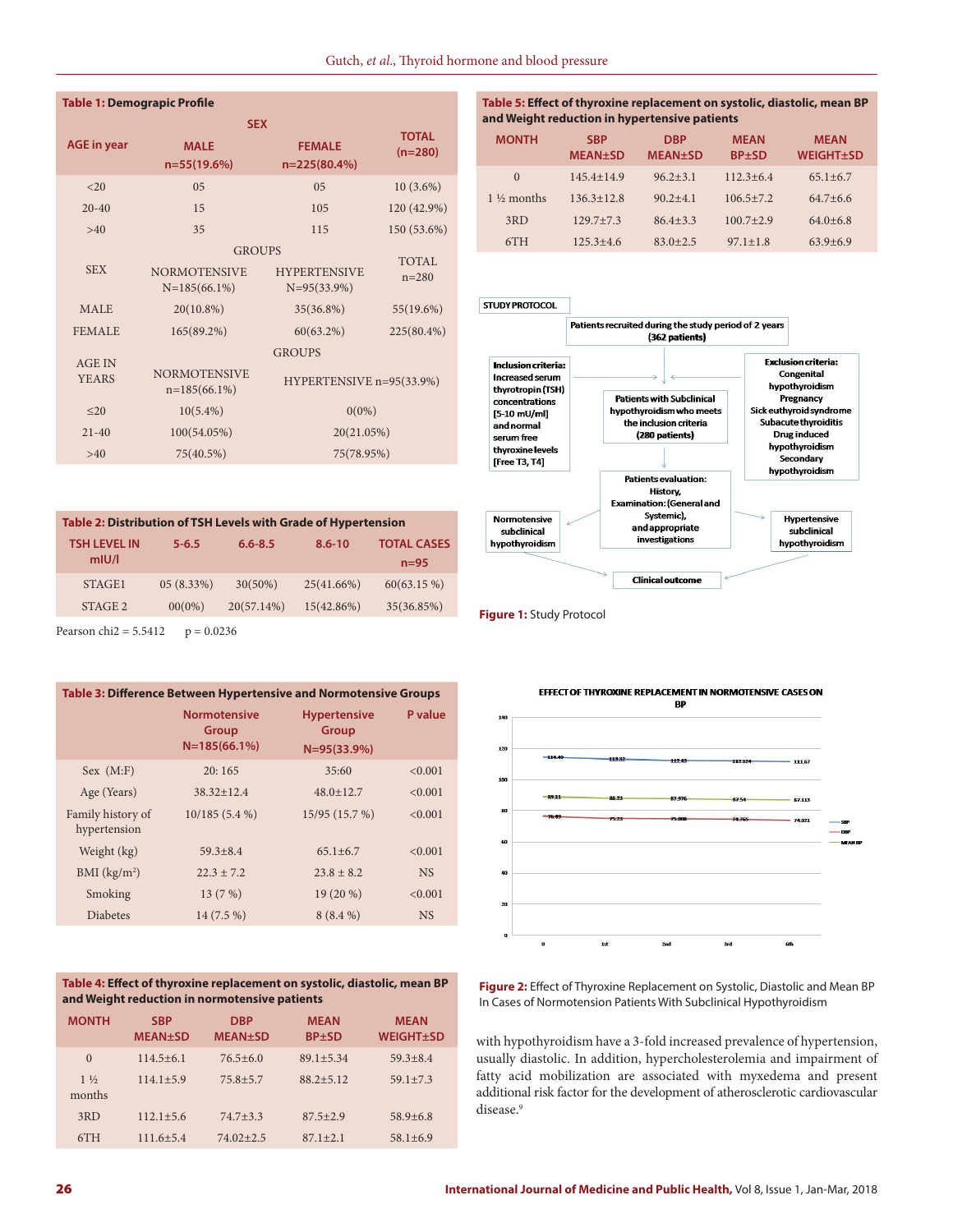**Table 1: Demograpic Profile**

| AGE in year | SEX | | TOTAL (n=280) |
|---|---|---|---|
| | MALE n=55(19.6%) | FEMALE n=225(80.4%) | |
| <20 | 05 | 05 | 10 (3.6%) |
| 20-40 | 15 | 105 | 120 (42.9%) |
| >40 | 35 | 115 | 150 (53.6%) |
| SEX | GROUPS | | TOTAL n=280 |
| | NORMOTENSIVE N=185(66.1%) | HYPERTENSIVE N=95(33.9%) | |
| MALE | 20(10.8%) | 35(36.8%) | 55(19.6%) |
| FEMALE | 165(89.2%) | 60(63.2%) | 225(80.4%) |
| AGE IN YEARS | GROUPS | | |
| | NORMOTENSIVE n=185(66.1%) | HYPERTENSIVE n=95(33.9%) | |
| ≤20 | 10(5.4%) | 0(0%) | |
| 21-40 | 100(54.05%) | 20(21.05%) | |
| >40 | 75(40.5%) | 75(78.95%) | |

**Table 2: Distribution of TSH Levels with Grade of Hypertension**

| TSH LEVEL IN mIU/l | 5-6.5 | 6.6-8.5 | 8.6-10 | TOTAL CASES n=95 |
|---|---|---|---|---|
| STAGE1 | 05 (8.33%) | 30(50%) | 25(41.66%) | 60(63.15 %) |
| STAGE 2 | 00(0%) | 20(57.14%) | 15(42.86%) | 35(36.85%) |

Pearson chi2 = 5.5412  p = 0.0236

**Table 3: Difference Between Hypertensive and Normotensive Groups**

| | Normotensive Group N=185(66.1%) | Hypertensive Group N=95(33.9%) | P value |
|---|---|---|---|
| Sex (M:F) | 20: 165 | 35:60 | <0.001 |
| Age (Years) | 38.32±12.4 | 48.0±12.7 | <0.001 |
| Family history of hypertension | 10/185 (5.4 %) | 15/95 (15.7 %) | <0.001 |
| Weight (kg) | 59.3±8.4 | 65.1±6.7 | <0.001 |
| BMI (kg/m²) | 22.3 ± 7.2 | 23.8 ± 8.2 | NS |
| Smoking | 13 (7 %) | 19 (20 %) | <0.001 |
| Diabetes | 14 (7.5 %) | 8 (8.4 %) | NS |

**Table 4: Effect of thyroxine replacement on systolic, diastolic, mean BP and Weight reduction in normotensive patients**

| MONTH | SBP MEAN±SD | DBP MEAN±SD | MEAN BP±SD | MEAN WEIGHT±SD |
|---|---|---|---|---|
| 0 | 114.5±6.1 | 76.5±6.0 | 89.1±5.34 | 59.3±8.4 |
| 1 ½ months | 114.1±5.9 | 75.8±5.7 | 88.2±5.12 | 59.1±7.3 |
| 3RD | 112.1±5.6 | 74.7±3.3 | 87.5±2.9 | 58.9±6.8 |
| 6TH | 111.6±5.4 | 74.02±2.5 | 87.1±2.1 | 58.1±6.9 |

**Table 5: Effect of thyroxine replacement on systolic, diastolic, mean BP and Weight reduction in hypertensive patients**

| MONTH | SBP MEAN±SD | DBP MEAN±SD | MEAN BP±SD | MEAN WEIGHT±SD |
|---|---|---|---|---|
| 0 | 145.4±14.9 | 96.2±3.1 | 112.3±6.4 | 65.1±6.7 |
| 1 ½ months | 136.3±12.8 | 90.2±4.1 | 106.5±7.2 | 64.7±6.6 |
| 3RD | 129.7±7.3 | 86.4±3.3 | 100.7±2.9 | 64.0±6.8 |
| 6TH | 125.3±4.6 | 83.0±2.5 | 97.1±1.8 | 63.9±6.9 |

STUDY PROTOCOL

Patients recruited during the study period of 2 years (362 patients)

Inclusion criteria: Increased serum thyrotropin (TSH) concentrations [5-10 mU/ml] and normal serum free thyroxine levels [Free T3, T4]

Exclusion criteria: Congenital hypothyroidism, Pregnancy, Sick euthyroid syndrome, Subacute thyroiditis, Drug induced hypothyroidism, Secondary hypothyroidism

Patients with Subclinical hypothyroidism who meets the inclusion criteria (280 patients)

Patients evaluation: History, Examination: (General and Systemic), and appropriate investigations

Normotensive subclinical hypothyroidism

Hypertensive subclinical hypothyroidism

Clinical outcome

**Figure 1:** Study Protocol

EFFECT OF THYROXINE REPLACEMENT IN NORMOTENSIVE CASES ON BP

**Figure 2:** Effect of Thyroxine Replacement on Systolic, Diastolic and Mean BP In Cases of Normotension Patients With Subclinical Hypothyroidism

with hypothyroidism have a 3-fold increased prevalence of hypertension, usually diastolic. In addition, hypercholesterolemia and impairment of fatty acid mobilization are associated with myxedema and present additional risk factor for the development of atherosclerotic cardiovascular disease.[9]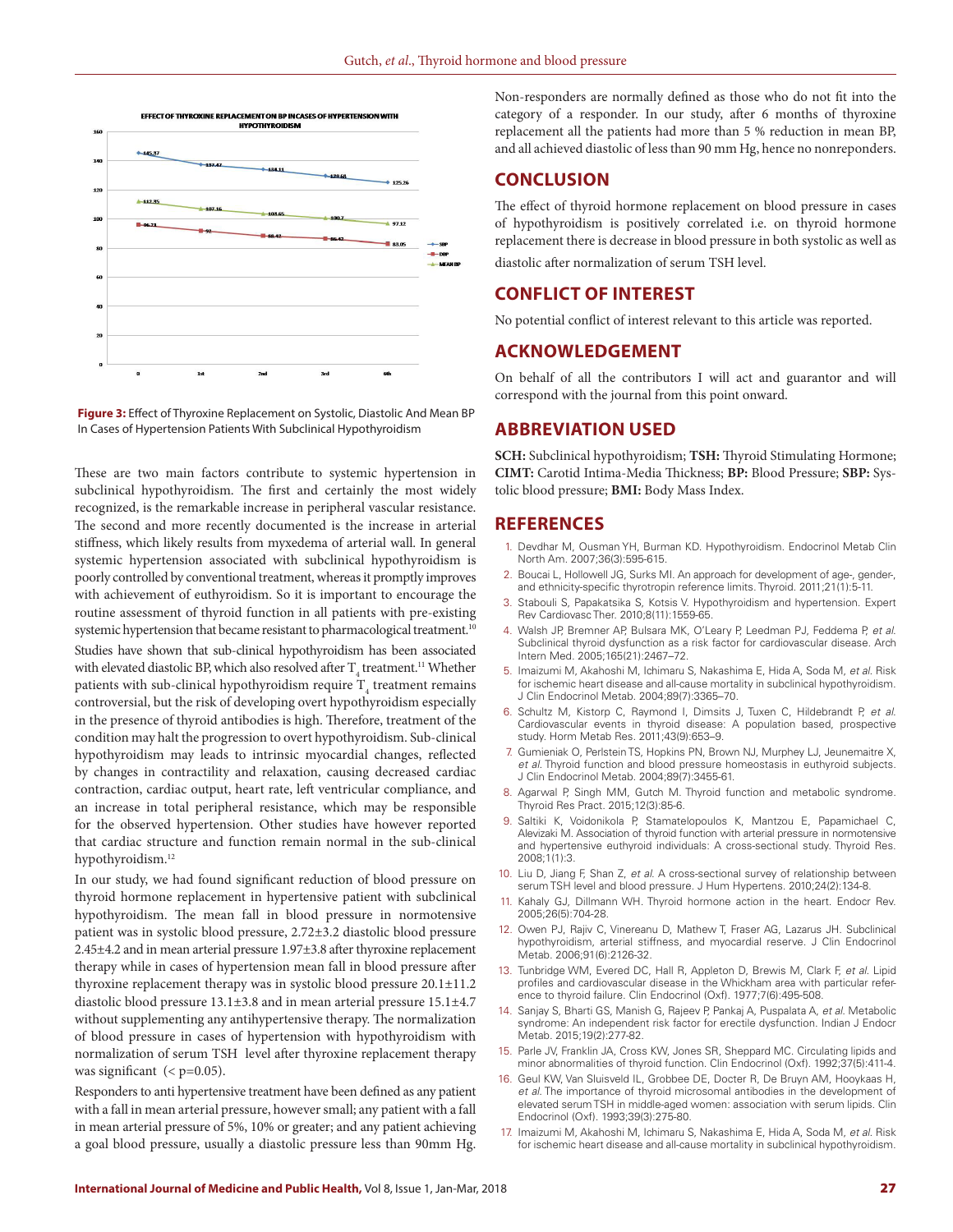**Figure 3:** Effect of Thyroxine Replacement on Systolic, Diastolic And Mean BP In Cases of Hypertension Patients With Subclinical Hypothyroidism

These are two main factors contribute to systemic hypertension in subclinical hypothyroidism. The first and certainly the most widely recognized, is the remarkable increase in peripheral vascular resistance. The second and more recently documented is the increase in arterial stiffness, which likely results from myxedema of arterial wall. In general systemic hypertension associated with subclinical hypothyroidism is poorly controlled by conventional treatment, whereas it promptly improves with achievement of euthyroidism. So it is important to encourage the routine assessment of thyroid function in all patients with pre-existing systemic hypertension that became resistant to pharmacological treatment.[10] Studies have shown that sub-clinical hypothyroidism has been associated with elevated diastolic BP, which also resolved after $T_4$ treatment.[11] Whether patients with sub-clinical hypothyroidism require $T_4$ treatment remains controversial, but the risk of developing overt hypothyroidism especially in the presence of thyroid antibodies is high. Therefore, treatment of the condition may halt the progression to overt hypothyroidism. Sub-clinical hypothyroidism may leads to intrinsic myocardial changes, reflected by changes in contractility and relaxation, causing decreased cardiac contraction, cardiac output, heart rate, left ventricular compliance, and an increase in total peripheral resistance, which may be responsible for the observed hypertension. Other studies have however reported that cardiac structure and function remain normal in the sub-clinical hypothyroidism.[12]

In our study, we had found significant reduction of blood pressure on thyroid hormone replacement in hypertensive patient with subclinical hypothyroidism. The mean fall in blood pressure in normotensive patient was in systolic blood pressure, 2.72±3.2 diastolic blood pressure 2.45±4.2 and in mean arterial pressure 1.97±3.8 after thyroxine replacement therapy while in cases of hypertension mean fall in blood pressure after thyroxine replacement therapy was in systolic blood pressure 20.1±11.2 diastolic blood pressure 13.1±3.8 and in mean arterial pressure 15.1±4.7 without supplementing any antihypertensive therapy. The normalization of blood pressure in cases of hypertension with hypothyroidism with normalization of serum TSH level after thyroxine replacement therapy was significant (< p=0.05).

Responders to anti hypertensive treatment have been defined as any patient with a fall in mean arterial pressure, however small; any patient with a fall in mean arterial pressure of 5%, 10% or greater; and any patient achieving a goal blood pressure, usually a diastolic pressure less than 90mm Hg. Non-responders are normally defined as those who do not fit into the category of a responder. In our study, after 6 months of thyroxine replacement all the patients had more than 5 % reduction in mean BP, and all achieved diastolic of less than 90 mm Hg, hence no nonreponders.

## CONCLUSION

The effect of thyroid hormone replacement on blood pressure in cases of hypothyroidism is positively correlated i.e. on thyroid hormone replacement there is decrease in blood pressure in both systolic as well as diastolic after normalization of serum TSH level.

## CONFLICT OF INTEREST

No potential conflict of interest relevant to this article was reported.

## ACKNOWLEDGEMENT

On behalf of all the contributors I will act and guarantor and will correspond with the journal from this point onward.

## ABBREVIATION USED

**SCH:** Subclinical hypothyroidism; **TSH:** Thyroid Stimulating Hormone; **CIMT:** Carotid Intima-Media Thickness; **BP:** Blood Pressure; **SBP:** Systolic blood pressure; **BMI:** Body Mass Index.

## REFERENCES

1. Devdhar M, Ousman YH, Burman KD. Hypothyroidism. Endocrinol Metab Clin North Am. 2007;36(3):595-615.
2. Boucai L, Hollowell JG, Surks MI. An approach for development of age-, gender-, and ethnicity-specific thyrotropin reference limits. Thyroid. 2011;21(1):5-11.
3. Stabouli S, Papakatsika S, Kotsis V. Hypothyroidism and hypertension. Expert Rev Cardiovasc Ther. 2010;8(11):1559-65.
4. Walsh JP, Bremner AP, Bulsara MK, O'Leary P, Leedman PJ, Feddema P, *et al.* Subclinical thyroid dysfunction as a risk factor for cardiovascular disease. Arch Intern Med. 2005;165(21):2467–72.
5. Imaizumi M, Akahoshi M, Ichimaru S, Nakashima E, Hida A, Soda M, *et al.* Risk for ischemic heart disease and all-cause mortality in subclinical hypothyroidism. J Clin Endocrinol Metab. 2004;89(7):3365–70.
6. Schultz M, Kistorp C, Raymond I, Dimsits J, Tuxen C, Hildebrandt P, *et al.* Cardiovascular events in thyroid disease: A population based, prospective study. Horm Metab Res. 2011;43(9):653–9.
7. Gumieniak O, Perlstein TS, Hopkins PN, Brown NJ, Murphey LJ, Jeunemaitre X, *et al.* Thyroid function and blood pressure homeostasis in euthyroid subjects. J Clin Endocrinol Metab. 2004;89(7):3455-61.
8. Agarwal P, Singh MM, Gutch M. Thyroid function and metabolic syndrome. Thyroid Res Pract. 2015;12(3):85-6.
9. Saltiki K, Voidonikola P, Stamatelopoulos K, Mantzou E, Papamichael C, Alevizaki M. Association of thyroid function with arterial pressure in normotensive and hypertensive euthyroid individuals: A cross-sectional study. Thyroid Res. 2008;1(1):3.
10. Liu D, Jiang F, Shan Z, *et al.* A cross-sectional survey of relationship between serum TSH level and blood pressure. J Hum Hypertens. 2010;24(2):134-8.
11. Kahaly GJ, Dillmann WH. Thyroid hormone action in the heart. Endocr Rev. 2005;26(5):704-28.
12. Owen PJ, Rajiv C, Vinereanu D, Mathew T, Fraser AG, Lazarus JH. Subclinical hypothyroidism, arterial stiffness, and myocardial reserve. J Clin Endocrinol Metab. 2006;91(6):2126-32.
13. Tunbridge WM, Evered DC, Hall R, Appleton D, Brewis M, Clark F, *et al.* Lipid profiles and cardiovascular disease in the Whickham area with particular reference to thyroid failure. Clin Endocrinol (Oxf). 1977;7(6):495-508.
14. Sanjay S, Bharti GS, Manish G, Rajeev P, Pankaj A, Puspalata A, *et al.* Metabolic syndrome: An independent risk factor for erectile dysfunction. Indian J Endocr Metab. 2015;19(2):277-82.
15. Parle JV, Franklin JA, Cross KW, Jones SR, Sheppard MC. Circulating lipids and minor abnormalities of thyroid function. Clin Endocrinol (Oxf). 1992;37(5):411-4.
16. Geul KW, Van Sluisveld IL, Grobbee DE, Docter R, De Bruyn AM, Hooykaas H, *et al.* The importance of thyroid microsomal antibodies in the development of elevated serum TSH in middle-aged women: association with serum lipids. Clin Endocrinol (Oxf). 1993;39(3):275-80.
17. Imaizumi M, Akahoshi M, Ichimaru S, Nakashima E, Hida A, Soda M, *et al.* Risk for ischemic heart disease and all-cause mortality in subclinical hypothyroidism.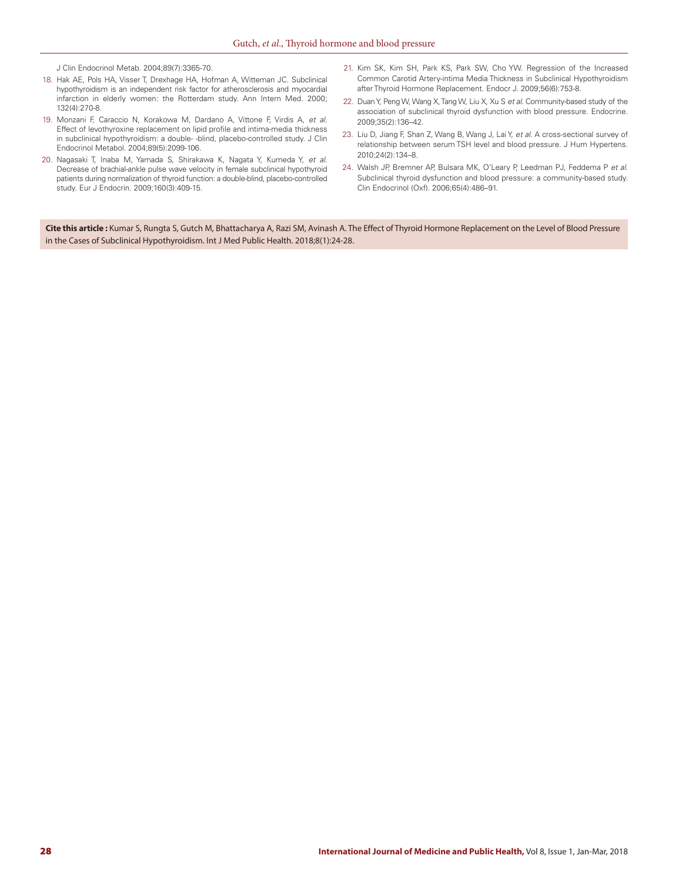J Clin Endocrinol Metab. 2004;89(7):3365-70.

18. Hak AE, Pols HA, Visser T, Drexhage HA, Hofman A, Witteman JC. Subclinical hypothyroidism is an independent risk factor for atherosclerosis and myocardial infarction in elderly women: the Rotterdam study. Ann Intern Med. 2000; 132(4):270-8.
19. Monzani F, Caraccio N, Korakowa M, Dardano A, Vittone F, Virdis A, *et al.* Effect of levothyroxine replacement on lipid profile and intima-media thickness in subclinical hypothyroidism: a double- -blind, placebo-controlled study. J Clin Endocrinol Metabol. 2004;89(5):2099-106.
20. Nagasaki T, Inaba M, Yamada S, Shirakawa K, Nagata Y, Kumeda Y, *et al.* Decrease of brachial-ankle pulse wave velocity in female subclinical hypothyroid patients during normalization of thyroid function: a double-blind, placebo-controlled study. Eur J Endocrin. 2009;160(3):409-15.
21. Kim SK, Kim SH, Park KS, Park SW, Cho YW. Regression of the Increased Common Carotid Artery-intima Media Thickness in Subclinical Hypothyroidism after Thyroid Hormone Replacement. Endocr J. 2009;56(6):753-8.
22. Duan Y, Peng W, Wang X, Tang W, Liu X, Xu S *et al.* Community-based study of the association of subclinical thyroid dysfunction with blood pressure. Endocrine. 2009;35(2):136–42.
23. Liu D, Jiang F, Shan Z, Wang B, Wang J, Lai Y, *et al.* A cross-sectional survey of relationship between serum TSH level and blood pressure. J Hum Hypertens. 2010;24(2):134–8.
24. Walsh JP, Bremner AP, Bulsara MK, O'Leary P, Leedman PJ, Feddema P *et al.* Subclinical thyroid dysfunction and blood pressure: a community-based study. Clin Endocrinol (Oxf). 2006;65(4):486–91.

**Cite this article :** Kumar S, Rungta S, Gutch M, Bhattacharya A, Razi SM, Avinash A. The Effect of Thyroid Hormone Replacement on the Level of Blood Pressure in the Cases of Subclinical Hypothyroidism. Int J Med Public Health. 2018;8(1):24-28.